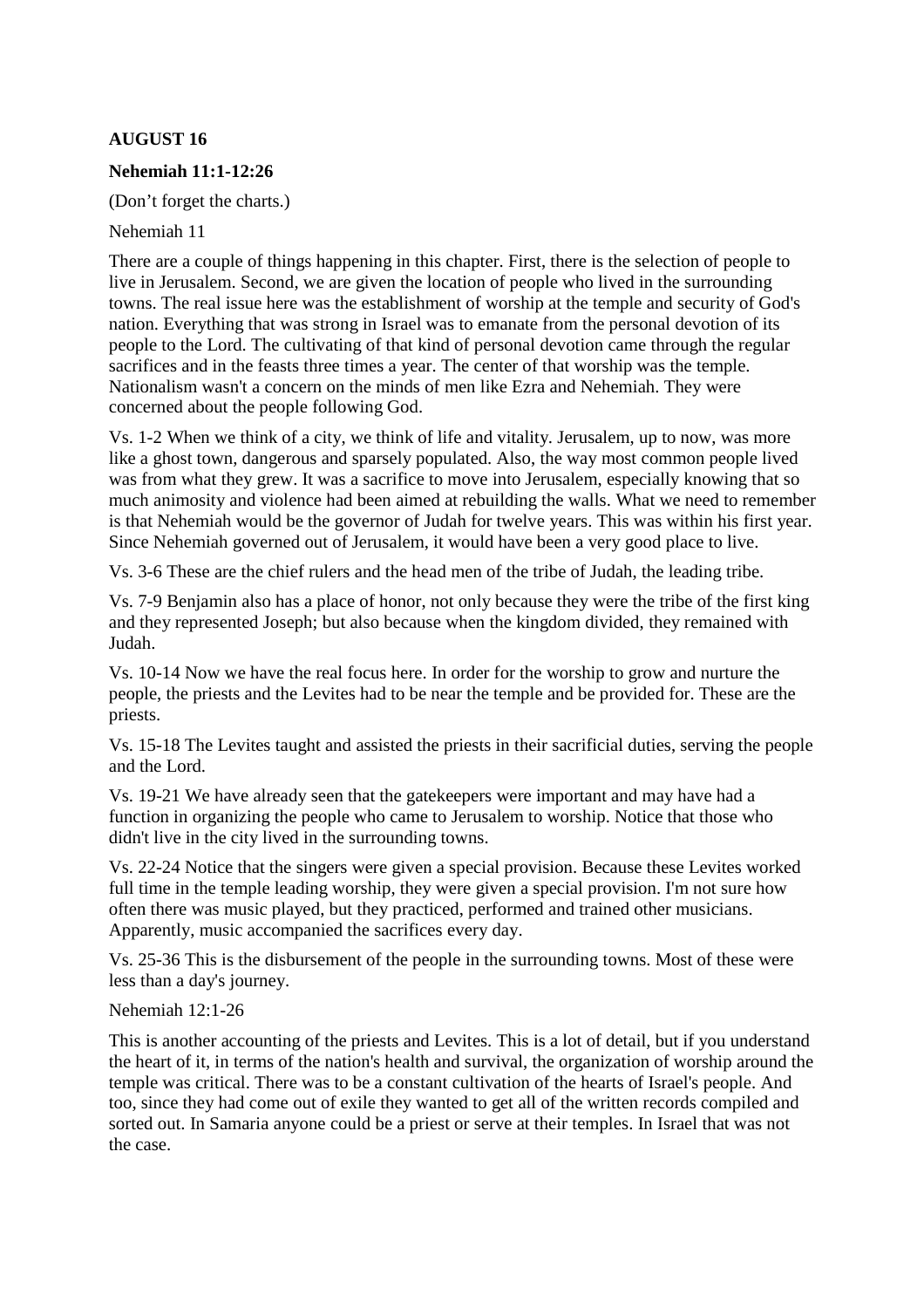**AUGUST 16**

**Nehemiah 11:1-12:26**

(Don't forget the charts.)

Nehemiah 11

There are a couple of things happening in this chapter. First, there is the selection of people to live in Jerusalem. Second, we are given the location of people who lived in the surrounding towns. The real issue here was the establishment of worship at the temple and security of God's nation. Everything that was strong in Israel was to emanate from the personal devotion of its people to the Lord. The cultivating of that kind of personal devotion came through the regular sacrifices and in the feasts three times a year. The center of that worship was the temple. Nationalism wasn't a concern on the minds of men like Ezra and Nehemiah. They were concerned about the people following God.

Vs. 1-2 When we think of a city, we think of life and vitality. Jerusalem, up to now, was more like a ghost town, dangerous and sparsely populated. Also, the way most common people lived was from what they grew. It was a sacrifice to move into Jerusalem, especially knowing that so much animosity and violence had been aimed at rebuilding the walls. What we need to remember is that Nehemiah would be the governor of Judah for twelve years. This was within his first year. Since Nehemiah governed out of Jerusalem, it would have been a very good place to live.

Vs. 3-6 These are the chief rulers and the head men of the tribe of Judah, the leading tribe.

Vs. 7-9 Benjamin also has a place of honor, not only because they were the tribe of the first king and they represented Joseph; but also because when the kingdom divided, they remained with Judah.

Vs. 10-14 Now we have the real focus here. In order for the worship to grow and nurture the people, the priests and the Levites had to be near the temple and be provided for. These are the priests.

Vs. 15-18 The Levites taught and assisted the priests in their sacrificial duties, serving the people and the Lord.

Vs. 19-21 We have already seen that the gatekeepers were important and may have had a function in organizing the people who came to Jerusalem to worship. Notice that those who didn't live in the city lived in the surrounding towns.

Vs. 22-24 Notice that the singers were given a special provision. Because these Levites worked full time in the temple leading worship, they were given a special provision. I'm not sure how often there was music played, but they practiced, performed and trained other musicians. Apparently, music accompanied the sacrifices every day.

Vs. 25-36 This is the disbursement of the people in the surrounding towns. Most of these were less than a day's journey.

Nehemiah 12:1-26

This is another accounting of the priests and Levites. This is a lot of detail, but if you understand the heart of it, in terms of the nation's health and survival, the organization of worship around the temple was critical. There was to be a constant cultivation of the hearts of Israel's people. And too, since they had come out of exile they wanted to get all of the written records compiled and sorted out. In Samaria anyone could be a priest or serve at their temples. In Israel that was not the case.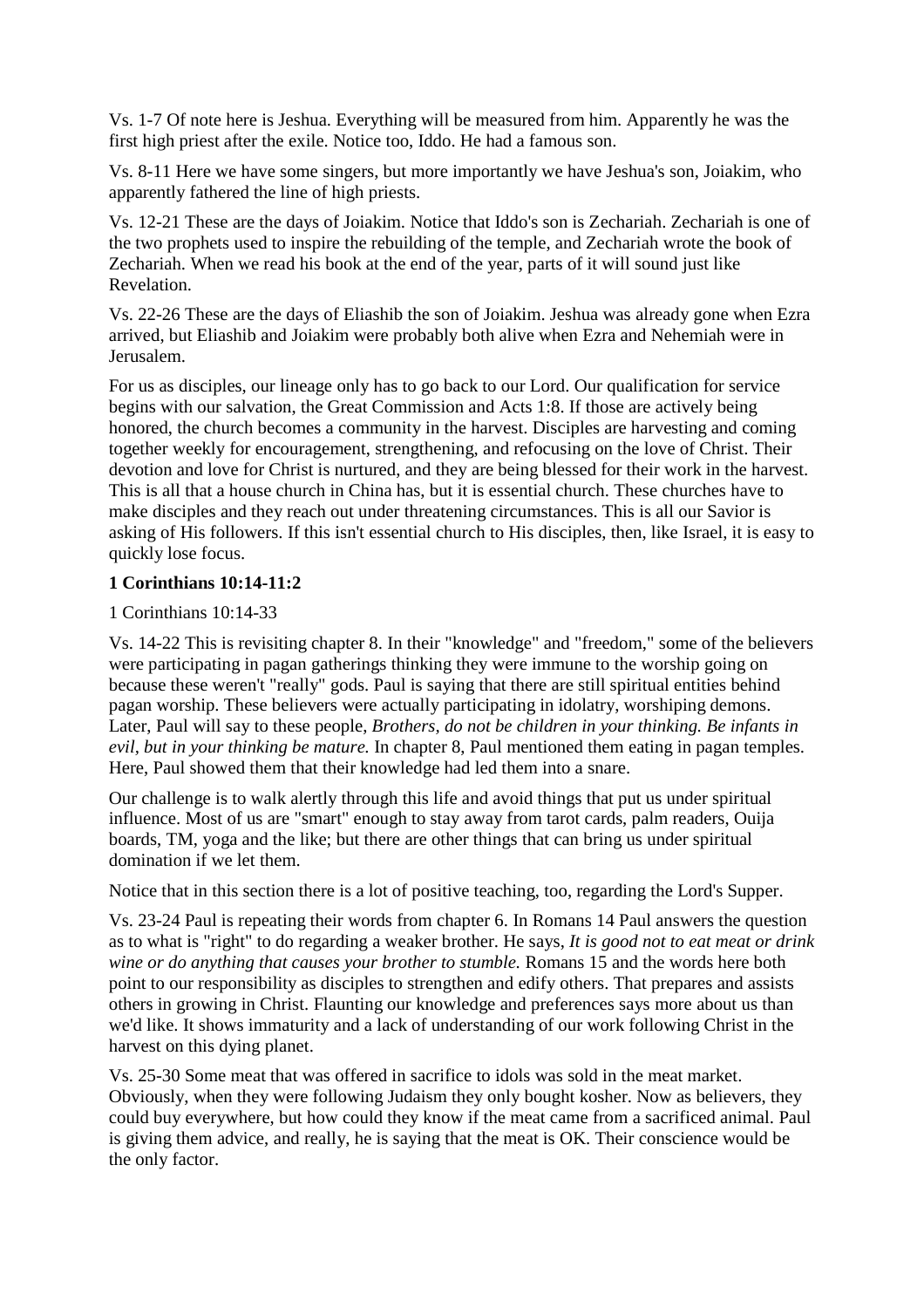Vs. 1-7 Of note here is Jeshua. Everything will be measured from him. Apparently he was the first high priest after the exile. Notice too, Iddo. He had a famous son.

Vs. 8-11 Here we have some singers, but more importantly we have Jeshua's son, Joiakim, who apparently fathered the line of high priests.

Vs. 12-21 These are the days of Joiakim. Notice that Iddo's son is Zechariah. Zechariah is one of the two prophets used to inspire the rebuilding of the temple, and Zechariah wrote the book of Zechariah. When we read his book at the end of the year, parts of it will sound just like Revelation.

Vs. 22-26 These are the days of Eliashib the son of Joiakim. Jeshua was already gone when Ezra arrived, but Eliashib and Joiakim were probably both alive when Ezra and Nehemiah were in Jerusalem.

For us as disciples, our lineage only has to go back to our Lord. Our qualification for service begins with our salvation, the Great Commission and Acts 1:8. If those are actively being honored, the church becomes a community in the harvest. Disciples are harvesting and coming together weekly for encouragement, strengthening, and refocusing on the love of Christ. Their devotion and love for Christ is nurtured, and they are being blessed for their work in the harvest. This is all that a house church in China has, but it is essential church. These churches have to make disciples and they reach out under threatening circumstances. This is all our Savior is asking of His followers. If this isn't essential church to His disciples, then, like Israel, it is easy to quickly lose focus.

**1 Corinthians 10:14-11:2**

1 Corinthians 10:14-33

Vs. 14-22 This is revisiting chapter 8. In their "knowledge" and "freedom," some of the believers were participating in pagan gatherings thinking they were immune to the worship going on because these weren't "really" gods. Paul is saying that there are still spiritual entities behind pagan worship. These believers were actually participating in idolatry, worshiping demons. Later, Paul will say to these people, *Brothers, do not be children in your thinking. Be infants in evil, but in your thinking be mature.* In chapter 8, Paul mentioned them eating in pagan temples. Here, Paul showed them that their knowledge had led them into a snare.

Our challenge is to walk alertly through this life and avoid things that put us under spiritual influence. Most of us are "smart" enough to stay away from tarot cards, palm readers, Ouija boards, TM, yoga and the like; but there are other things that can bring us under spiritual domination if we let them.

Notice that in this section there is a lot of positive teaching, too, regarding the Lord's Supper.

Vs. 23-24 Paul is repeating their words from chapter 6. In Romans 14 Paul answers the question as to what is "right" to do regarding a weaker brother. He says, *It is good not to eat meat or drink wine or do anything that causes your brother to stumble.* Romans 15 and the words here both point to our responsibility as disciples to strengthen and edify others. That prepares and assists others in growing in Christ. Flaunting our knowledge and preferences says more about us than we'd like. It shows immaturity and a lack of understanding of our work following Christ in the harvest on this dying planet.

Vs. 25-30 Some meat that was offered in sacrifice to idols was sold in the meat market. Obviously, when they were following Judaism they only bought kosher. Now as believers, they could buy everywhere, but how could they know if the meat came from a sacrificed animal. Paul is giving them advice, and really, he is saying that the meat is OK. Their conscience would be the only factor.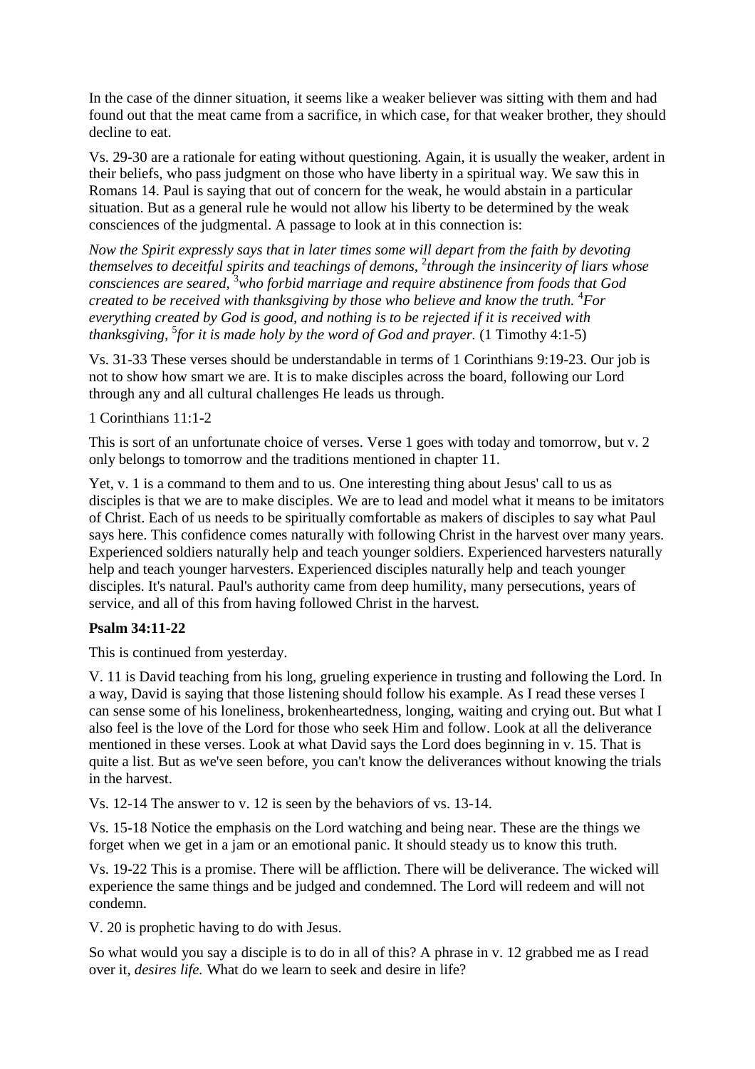In the case of the dinner situation, it seems like a weaker believer was sitting with them and had found out that the meat came from a sacrifice, in which case, for that weaker brother, they should decline to eat.

Vs. 29-30 are a rationale for eating without questioning. Again, it is usually the weaker, ardent in their beliefs, who pass judgment on those who have liberty in a spiritual way. We saw this in Romans 14. Paul is saying that out of concern for the weak, he would abstain in a particular situation. But as a general rule he would not allow his liberty to be determined by the weak consciences of the judgmental. A passage to look at in this connection is:

*Now the Spirit expressly says that in later times some will depart from the faith by devoting themselves to deceitful spirits and teachings of demons, [2]through the insincerity of liars whose consciences are seared, [3]who forbid marriage and require abstinence from foods that God created to be received with thanksgiving by those who believe and know the truth. [4]For everything created by God is good, and nothing is to be rejected if it is received with thanksgiving, [5]for it is made holy by the word of God and prayer.* (1 Timothy 4:1-5)

Vs. 31-33 These verses should be understandable in terms of 1 Corinthians 9:19-23. Our job is not to show how smart we are. It is to make disciples across the board, following our Lord through any and all cultural challenges He leads us through.

1 Corinthians 11:1-2

This is sort of an unfortunate choice of verses. Verse 1 goes with today and tomorrow, but v. 2 only belongs to tomorrow and the traditions mentioned in chapter 11.

Yet, v. 1 is a command to them and to us. One interesting thing about Jesus' call to us as disciples is that we are to make disciples. We are to lead and model what it means to be imitators of Christ. Each of us needs to be spiritually comfortable as makers of disciples to say what Paul says here. This confidence comes naturally with following Christ in the harvest over many years. Experienced soldiers naturally help and teach younger soldiers. Experienced harvesters naturally help and teach younger harvesters. Experienced disciples naturally help and teach younger disciples. It's natural. Paul's authority came from deep humility, many persecutions, years of service, and all of this from having followed Christ in the harvest.

**Psalm 34:11-22**

This is continued from yesterday.

V. 11 is David teaching from his long, grueling experience in trusting and following the Lord. In a way, David is saying that those listening should follow his example. As I read these verses I can sense some of his loneliness, brokenheartedness, longing, waiting and crying out. But what I also feel is the love of the Lord for those who seek Him and follow. Look at all the deliverance mentioned in these verses. Look at what David says the Lord does beginning in v. 15. That is quite a list. But as we've seen before, you can't know the deliverances without knowing the trials in the harvest.

Vs. 12-14 The answer to v. 12 is seen by the behaviors of vs. 13-14.

Vs. 15-18 Notice the emphasis on the Lord watching and being near. These are the things we forget when we get in a jam or an emotional panic. It should steady us to know this truth.

Vs. 19-22 This is a promise. There will be affliction. There will be deliverance. The wicked will experience the same things and be judged and condemned. The Lord will redeem and will not condemn.

V. 20 is prophetic having to do with Jesus.

So what would you say a disciple is to do in all of this? A phrase in v. 12 grabbed me as I read over it, *desires life.* What do we learn to seek and desire in life?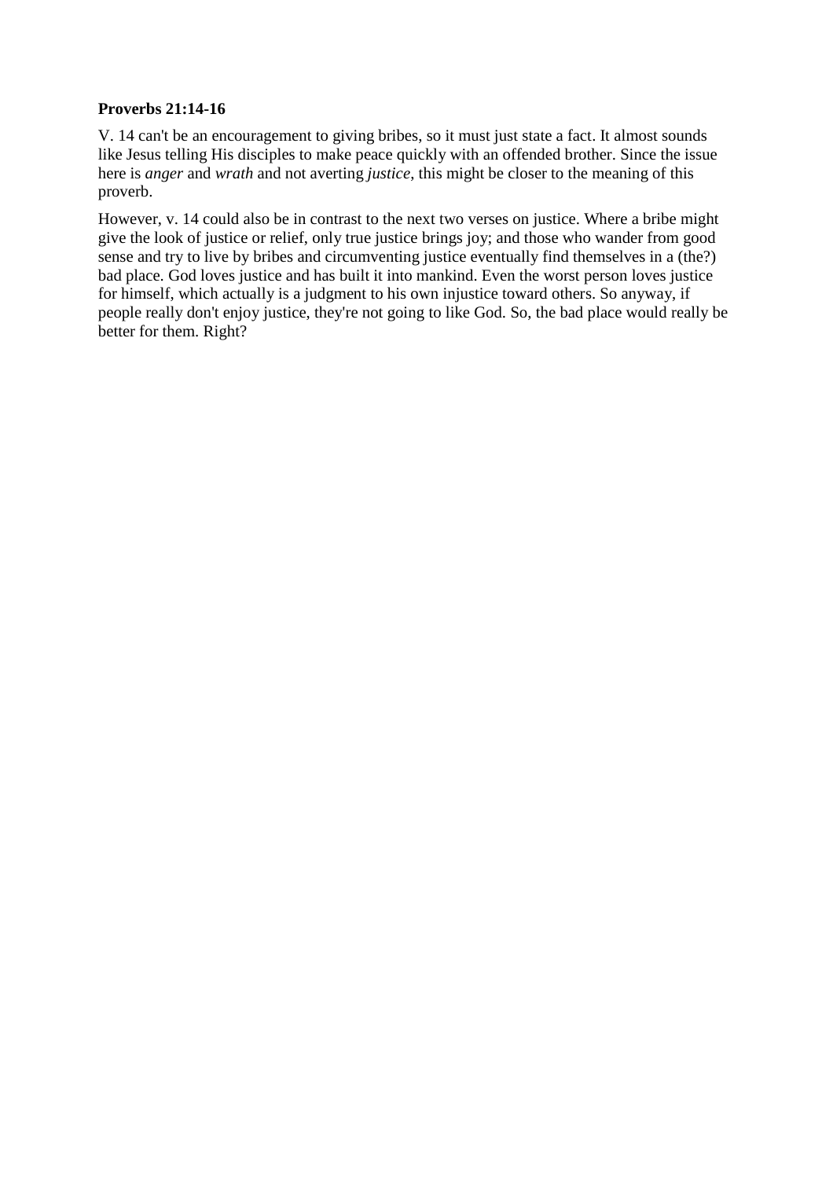**Proverbs 21:14-16**

V. 14 can't be an encouragement to giving bribes, so it must just state a fact. It almost sounds like Jesus telling His disciples to make peace quickly with an offended brother. Since the issue here is *anger* and *wrath* and not averting *justice*, this might be closer to the meaning of this proverb.

However, v. 14 could also be in contrast to the next two verses on justice. Where a bribe might give the look of justice or relief, only true justice brings joy; and those who wander from good sense and try to live by bribes and circumventing justice eventually find themselves in a (the?) bad place. God loves justice and has built it into mankind. Even the worst person loves justice for himself, which actually is a judgment to his own injustice toward others. So anyway, if people really don't enjoy justice, they're not going to like God. So, the bad place would really be better for them. Right?